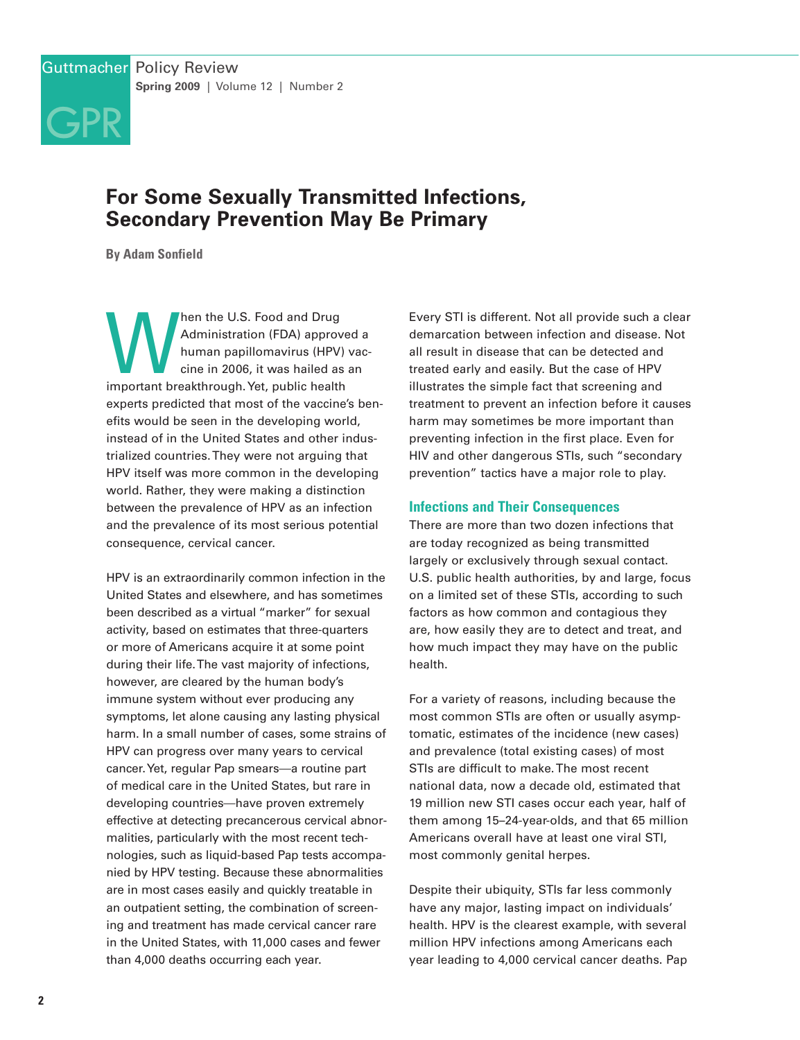# For Some Sexually Transmitted Infections, Secondary Prevention May Be Primary

**By Adam Sonfield**

When the U.S. Food and Drug Administration (FDA) approved a human papillomavirus (HPV) vaccine in 2006, it was hailed as an important breakthrough. Yet, public health experts predicted that most of the vaccine's benefits would be seen in the developing world, instead of in the United States and other industrialized countries. They were not arguing that HPV itself was more common in the developing world. Rather, they were making a distinction between the prevalence of HPV as an infection and the prevalence of its most serious potential consequence, cervical cancer.

HPV is an extraordinarily common infection in the United States and elsewhere, and has sometimes been described as a virtual "marker" for sexual activity, based on estimates that three-quarters or more of Americans acquire it at some point during their life. The vast majority of infections, however, are cleared by the human body's immune system without ever producing any symptoms, let alone causing any lasting physical harm. In a small number of cases, some strains of HPV can progress over many years to cervical cancer. Yet, regular Pap smears—a routine part of medical care in the United States, but rare in developing countries—have proven extremely effective at detecting precancerous cervical abnormalities, particularly with the most recent technologies, such as liquid-based Pap tests accompanied by HPV testing. Because these abnormalities are in most cases easily and quickly treatable in an outpatient setting, the combination of screening and treatment has made cervical cancer rare in the United States, with 11,000 cases and fewer than 4,000 deaths occurring each year.

Every STI is different. Not all provide such a clear demarcation between infection and disease. Not all result in disease that can be detected and treated early and easily. But the case of HPV illustrates the simple fact that screening and treatment to prevent an infection before it causes harm may sometimes be more important than preventing infection in the first place. Even for HIV and other dangerous STIs, such "secondary prevention" tactics have a major role to play.

## Infections and Their Consequences

There are more than two dozen infections that are today recognized as being transmitted largely or exclusively through sexual contact. U.S. public health authorities, by and large, focus on a limited set of these STIs, according to such factors as how common and contagious they are, how easily they are to detect and treat, and how much impact they may have on the public health.

For a variety of reasons, including because the most common STIs are often or usually asymptomatic, estimates of the incidence (new cases) and prevalence (total existing cases) of most STIs are difficult to make. The most recent national data, now a decade old, estimated that 19 million new STI cases occur each year, half of them among 15–24-year-olds, and that 65 million Americans overall have at least one viral STI, most commonly genital herpes.

Despite their ubiquity, STIs far less commonly have any major, lasting impact on individuals' health. HPV is the clearest example, with several million HPV infections among Americans each year leading to 4,000 cervical cancer deaths. Pap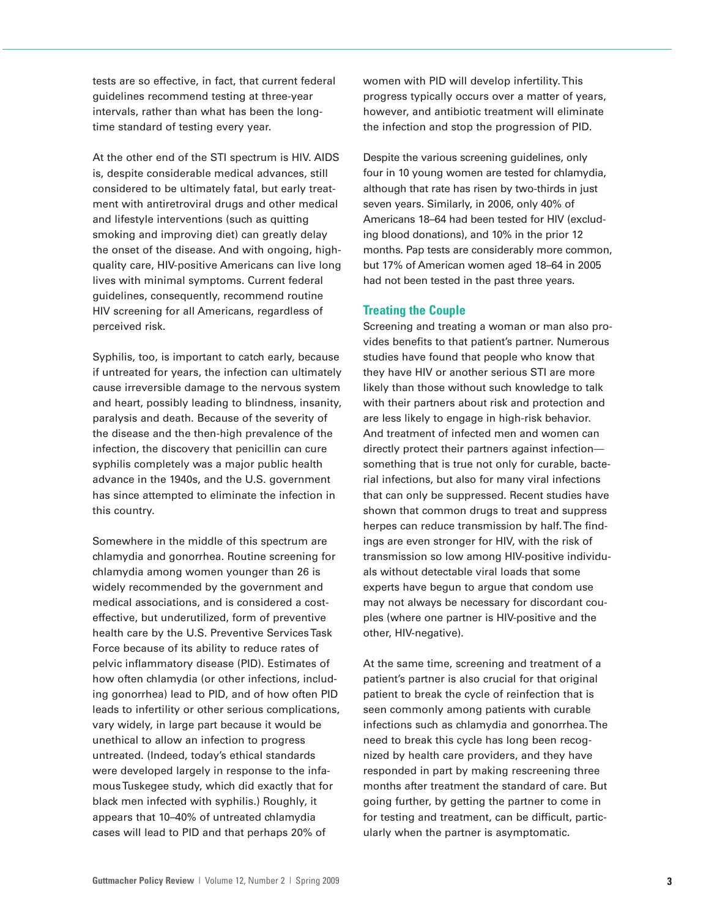tests are so effective, in fact, that current federal guidelines recommend testing at three-year intervals, rather than what has been the long-time standard of testing every year.

At the other end of the STI spectrum is HIV. AIDS is, despite considerable medical advances, still considered to be ultimately fatal, but early treatment with antiretroviral drugs and other medical and lifestyle interventions (such as quitting smoking and improving diet) can greatly delay the onset of the disease. And with ongoing, high-quality care, HIV-positive Americans can live long lives with minimal symptoms. Current federal guidelines, consequently, recommend routine HIV screening for all Americans, regardless of perceived risk.

Syphilis, too, is important to catch early, because if untreated for years, the infection can ultimately cause irreversible damage to the nervous system and heart, possibly leading to blindness, insanity, paralysis and death. Because of the severity of the disease and the then-high prevalence of the infection, the discovery that penicillin can cure syphilis completely was a major public health advance in the 1940s, and the U.S. government has since attempted to eliminate the infection in this country.

Somewhere in the middle of this spectrum are chlamydia and gonorrhea. Routine screening for chlamydia among women younger than 26 is widely recommended by the government and medical associations, and is considered a cost-effective, but underutilized, form of preventive health care by the U.S. Preventive Services Task Force because of its ability to reduce rates of pelvic inflammatory disease (PID). Estimates of how often chlamydia (or other infections, including gonorrhea) lead to PID, and of how often PID leads to infertility or other serious complications, vary widely, in large part because it would be unethical to allow an infection to progress untreated. (Indeed, today's ethical standards were developed largely in response to the infamous Tuskegee study, which did exactly that for black men infected with syphilis.) Roughly, it appears that 10–40% of untreated chlamydia cases will lead to PID and that perhaps 20% of women with PID will develop infertility. This progress typically occurs over a matter of years, however, and antibiotic treatment will eliminate the infection and stop the progression of PID.

Despite the various screening guidelines, only four in 10 young women are tested for chlamydia, although that rate has risen by two-thirds in just seven years. Similarly, in 2006, only 40% of Americans 18–64 had been tested for HIV (excluding blood donations), and 10% in the prior 12 months. Pap tests are considerably more common, but 17% of American women aged 18–64 in 2005 had not been tested in the past three years.

## Treating the Couple

Screening and treating a woman or man also provides benefits to that patient's partner. Numerous studies have found that people who know that they have HIV or another serious STI are more likely than those without such knowledge to talk with their partners about risk and protection and are less likely to engage in high-risk behavior. And treatment of infected men and women can directly protect their partners against infection—something that is true not only for curable, bacterial infections, but also for many viral infections that can only be suppressed. Recent studies have shown that common drugs to treat and suppress herpes can reduce transmission by half. The findings are even stronger for HIV, with the risk of transmission so low among HIV-positive individuals without detectable viral loads that some experts have begun to argue that condom use may not always be necessary for discordant couples (where one partner is HIV-positive and the other, HIV-negative).

At the same time, screening and treatment of a patient's partner is also crucial for that original patient to break the cycle of reinfection that is seen commonly among patients with curable infections such as chlamydia and gonorrhea. The need to break this cycle has long been recognized by health care providers, and they have responded in part by making rescreening three months after treatment the standard of care. But going further, by getting the partner to come in for testing and treatment, can be difficult, particularly when the partner is asymptomatic.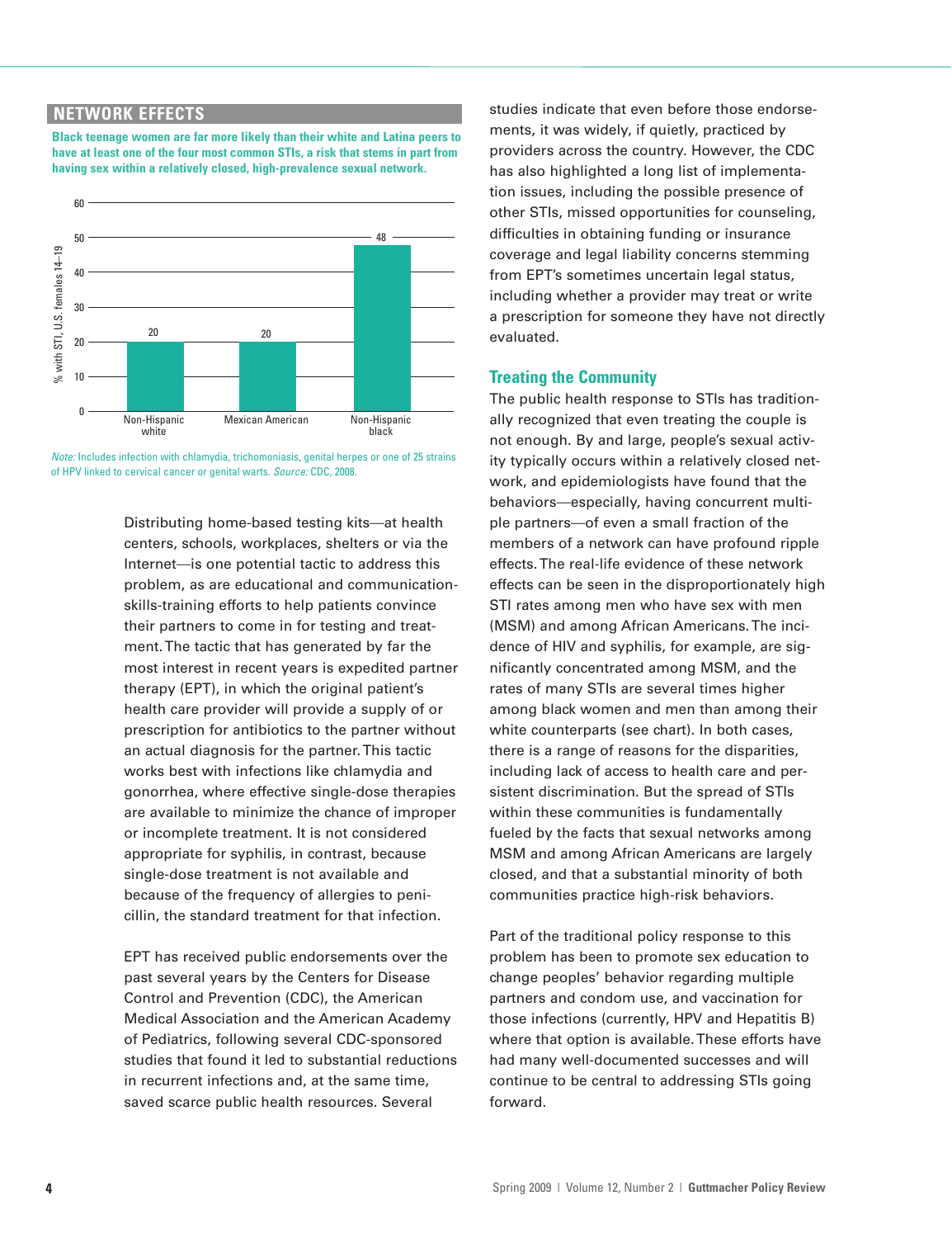## NETWORK EFFECTS

**Black teenage women are far more likely than their white and Latina peers to have at least one of the four most common STIs, a risk that stems in part from having sex within a relatively closed, high-prevalence sexual network.**

% with STI, U.S. females 14–19

60
50
40
30
20
10
0

20
20
48

Non-Hispanic white
Mexican American
Non-Hispanic black

*Note:* Includes infection with chlamydia, trichomoniasis, genital herpes or one of 25 strains of HPV linked to cervical cancer or genital warts. *Source:* CDC, 2008.

Distributing home-based testing kits—at health centers, schools, workplaces, shelters or via the Internet—is one potential tactic to address this problem, as are educational and communication-skills-training efforts to help patients convince their partners to come in for testing and treatment. The tactic that has generated by far the most interest in recent years is expedited partner therapy (EPT), in which the original patient's health care provider will provide a supply of or prescription for antibiotics to the partner without an actual diagnosis for the partner. This tactic works best with infections like chlamydia and gonorrhea, where effective single-dose therapies are available to minimize the chance of improper or incomplete treatment. It is not considered appropriate for syphilis, in contrast, because single-dose treatment is not available and because of the frequency of allergies to penicillin, the standard treatment for that infection.

EPT has received public endorsements over the past several years by the Centers for Disease Control and Prevention (CDC), the American Medical Association and the American Academy of Pediatrics, following several CDC-sponsored studies that found it led to substantial reductions in recurrent infections and, at the same time, saved scarce public health resources. Several studies indicate that even before those endorsements, it was widely, if quietly, practiced by providers across the country. However, the CDC has also highlighted a long list of implementation issues, including the possible presence of other STIs, missed opportunities for counseling, difficulties in obtaining funding or insurance coverage and legal liability concerns stemming from EPT's sometimes uncertain legal status, including whether a provider may treat or write a prescription for someone they have not directly evaluated.

### Treating the Community

The public health response to STIs has traditionally recognized that even treating the couple is not enough. By and large, people's sexual activity typically occurs within a relatively closed network, and epidemiologists have found that the behaviors—especially, having concurrent multiple partners—of even a small fraction of the members of a network can have profound ripple effects. The real-life evidence of these network effects can be seen in the disproportionately high STI rates among men who have sex with men (MSM) and among African Americans. The incidence of HIV and syphilis, for example, are significantly concentrated among MSM, and the rates of many STIs are several times higher among black women and men than among their white counterparts (see chart). In both cases, there is a range of reasons for the disparities, including lack of access to health care and persistent discrimination. But the spread of STIs within these communities is fundamentally fueled by the facts that sexual networks among MSM and among African Americans are largely closed, and that a substantial minority of both communities practice high-risk behaviors.

Part of the traditional policy response to this problem has been to promote sex education to change peoples' behavior regarding multiple partners and condom use, and vaccination for those infections (currently, HPV and Hepatitis B) where that option is available. These efforts have had many well-documented successes and will continue to be central to addressing STIs going forward.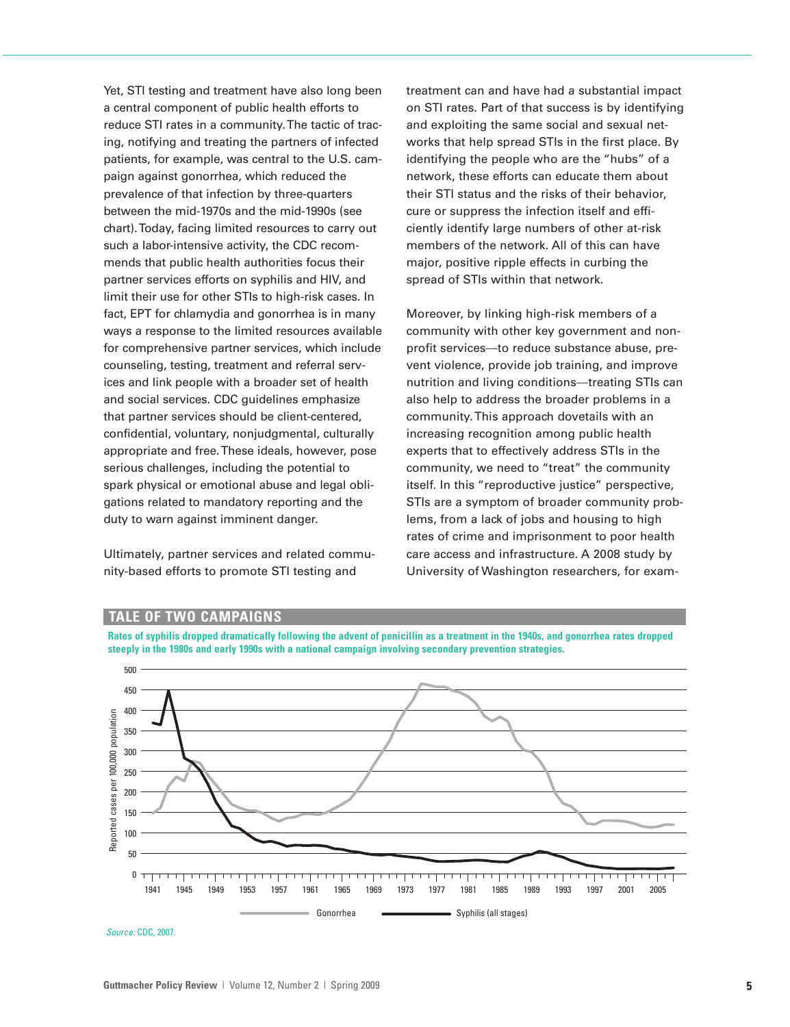Yet, STI testing and treatment have also long been a central component of public health efforts to reduce STI rates in a community. The tactic of tracing, notifying and treating the partners of infected patients, for example, was central to the U.S. campaign against gonorrhea, which reduced the prevalence of that infection by three-quarters between the mid-1970s and the mid-1990s (see chart). Today, facing limited resources to carry out such a labor-intensive activity, the CDC recommends that public health authorities focus their partner services efforts on syphilis and HIV, and limit their use for other STIs to high-risk cases. In fact, EPT for chlamydia and gonorrhea is in many ways a response to the limited resources available for comprehensive partner services, which include counseling, testing, treatment and referral services and link people with a broader set of health and social services. CDC guidelines emphasize that partner services should be client-centered, confidential, voluntary, nonjudgmental, culturally appropriate and free. These ideals, however, pose serious challenges, including the potential to spark physical or emotional abuse and legal obligations related to mandatory reporting and the duty to warn against imminent danger.

Ultimately, partner services and related community-based efforts to promote STI testing and treatment can and have had a substantial impact on STI rates. Part of that success is by identifying and exploiting the same social and sexual networks that help spread STIs in the first place. By identifying the people who are the "hubs" of a network, these efforts can educate them about their STI status and the risks of their behavior, cure or suppress the infection itself and efficiently identify large numbers of other at-risk members of the network. All of this can have major, positive ripple effects in curbing the spread of STIs within that network.

Moreover, by linking high-risk members of a community with other key government and nonprofit services—to reduce substance abuse, prevent violence, provide job training, and improve nutrition and living conditions—treating STIs can also help to address the broader problems in a community. This approach dovetails with an increasing recognition among public health experts that to effectively address STIs in the community, we need to "treat" the community itself. In this "reproductive justice" perspective, STIs are a symptom of broader community problems, from a lack of jobs and housing to high rates of crime and imprisonment to poor health care access and infrastructure. A 2008 study by University of Washington researchers, for exam-

## TALE OF TWO CAMPAIGNS

**Rates of syphilis dropped dramatically following the advent of penicillin as a treatment in the 1940s, and gonorrhea rates dropped steeply in the 1980s and early 1990s with a national campaign involving secondary prevention strategies.**

Reported cases per 100,000 population

500
450
400
350
300
250
200
150
100
50
0

1941 1945 1949 1953 1957 1961 1965 1969 1973 1977 1981 1985 1989 1993 1997 2001 2005

Gonorrhea
Syphilis (all stages)

*Source:* CDC, 2007.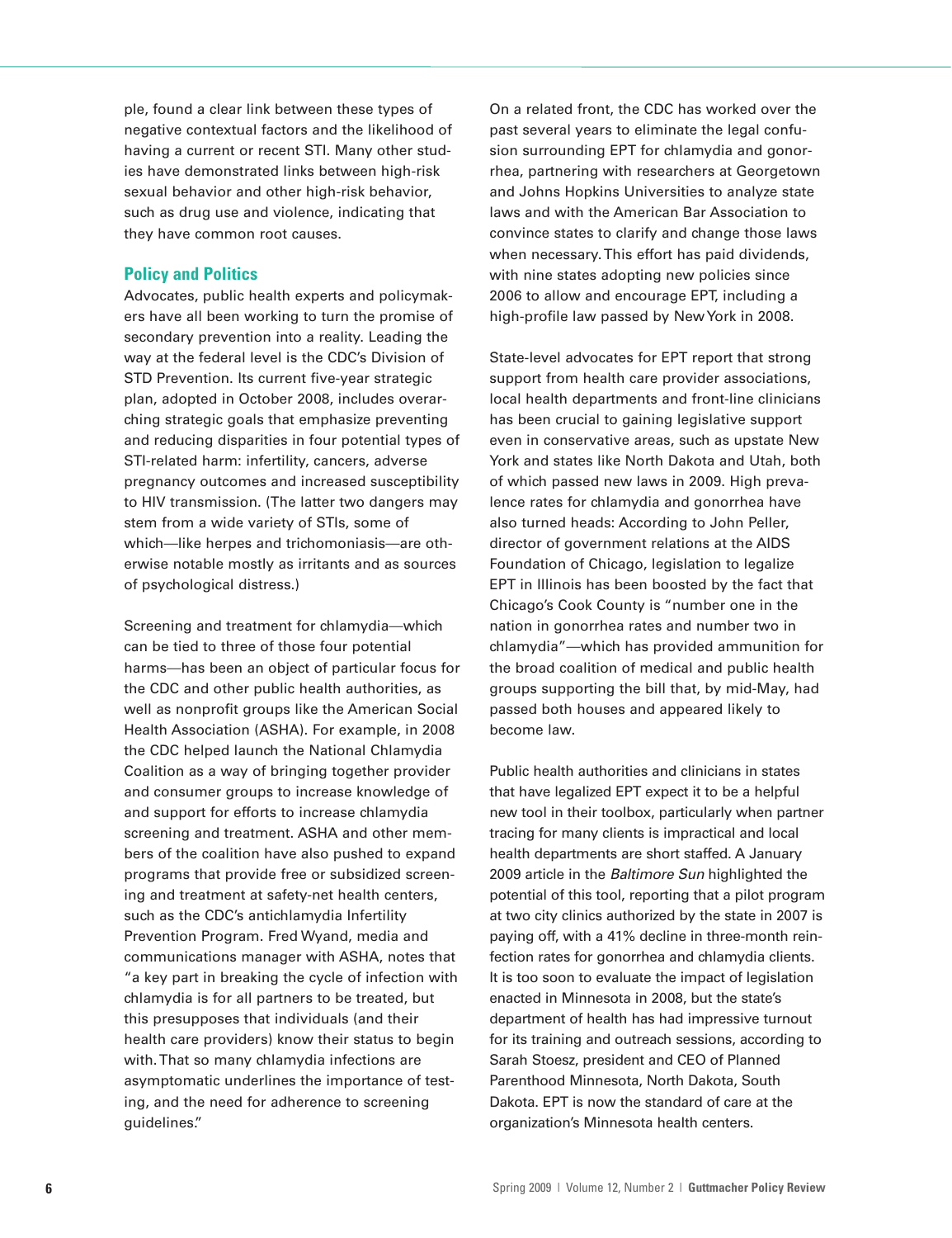ple, found a clear link between these types of negative contextual factors and the likelihood of having a current or recent STI. Many other studies have demonstrated links between high-risk sexual behavior and other high-risk behavior, such as drug use and violence, indicating that they have common root causes.

## Policy and Politics

Advocates, public health experts and policymakers have all been working to turn the promise of secondary prevention into a reality. Leading the way at the federal level is the CDC's Division of STD Prevention. Its current five-year strategic plan, adopted in October 2008, includes overarching strategic goals that emphasize preventing and reducing disparities in four potential types of STI-related harm: infertility, cancers, adverse pregnancy outcomes and increased susceptibility to HIV transmission. (The latter two dangers may stem from a wide variety of STIs, some of which—like herpes and trichomoniasis—are otherwise notable mostly as irritants and as sources of psychological distress.)

Screening and treatment for chlamydia—which can be tied to three of those four potential harms—has been an object of particular focus for the CDC and other public health authorities, as well as nonprofit groups like the American Social Health Association (ASHA). For example, in 2008 the CDC helped launch the National Chlamydia Coalition as a way of bringing together provider and consumer groups to increase knowledge of and support for efforts to increase chlamydia screening and treatment. ASHA and other members of the coalition have also pushed to expand programs that provide free or subsidized screening and treatment at safety-net health centers, such as the CDC's antichlamydia Infertility Prevention Program. Fred Wyand, media and communications manager with ASHA, notes that "a key part in breaking the cycle of infection with chlamydia is for all partners to be treated, but this presupposes that individuals (and their health care providers) know their status to begin with. That so many chlamydia infections are asymptomatic underlines the importance of testing, and the need for adherence to screening guidelines."

On a related front, the CDC has worked over the past several years to eliminate the legal confusion surrounding EPT for chlamydia and gonorrhea, partnering with researchers at Georgetown and Johns Hopkins Universities to analyze state laws and with the American Bar Association to convince states to clarify and change those laws when necessary. This effort has paid dividends, with nine states adopting new policies since 2006 to allow and encourage EPT, including a high-profile law passed by New York in 2008.

State-level advocates for EPT report that strong support from health care provider associations, local health departments and front-line clinicians has been crucial to gaining legislative support even in conservative areas, such as upstate New York and states like North Dakota and Utah, both of which passed new laws in 2009. High prevalence rates for chlamydia and gonorrhea have also turned heads: According to John Peller, director of government relations at the AIDS Foundation of Chicago, legislation to legalize EPT in Illinois has been boosted by the fact that Chicago's Cook County is "number one in the nation in gonorrhea rates and number two in chlamydia"—which has provided ammunition for the broad coalition of medical and public health groups supporting the bill that, by mid-May, had passed both houses and appeared likely to become law.

Public health authorities and clinicians in states that have legalized EPT expect it to be a helpful new tool in their toolbox, particularly when partner tracing for many clients is impractical and local health departments are short staffed. A January 2009 article in the *Baltimore Sun* highlighted the potential of this tool, reporting that a pilot program at two city clinics authorized by the state in 2007 is paying off, with a 41% decline in three-month reinfection rates for gonorrhea and chlamydia clients. It is too soon to evaluate the impact of legislation enacted in Minnesota in 2008, but the state's department of health has had impressive turnout for its training and outreach sessions, according to Sarah Stoesz, president and CEO of Planned Parenthood Minnesota, North Dakota, South Dakota. EPT is now the standard of care at the organization's Minnesota health centers.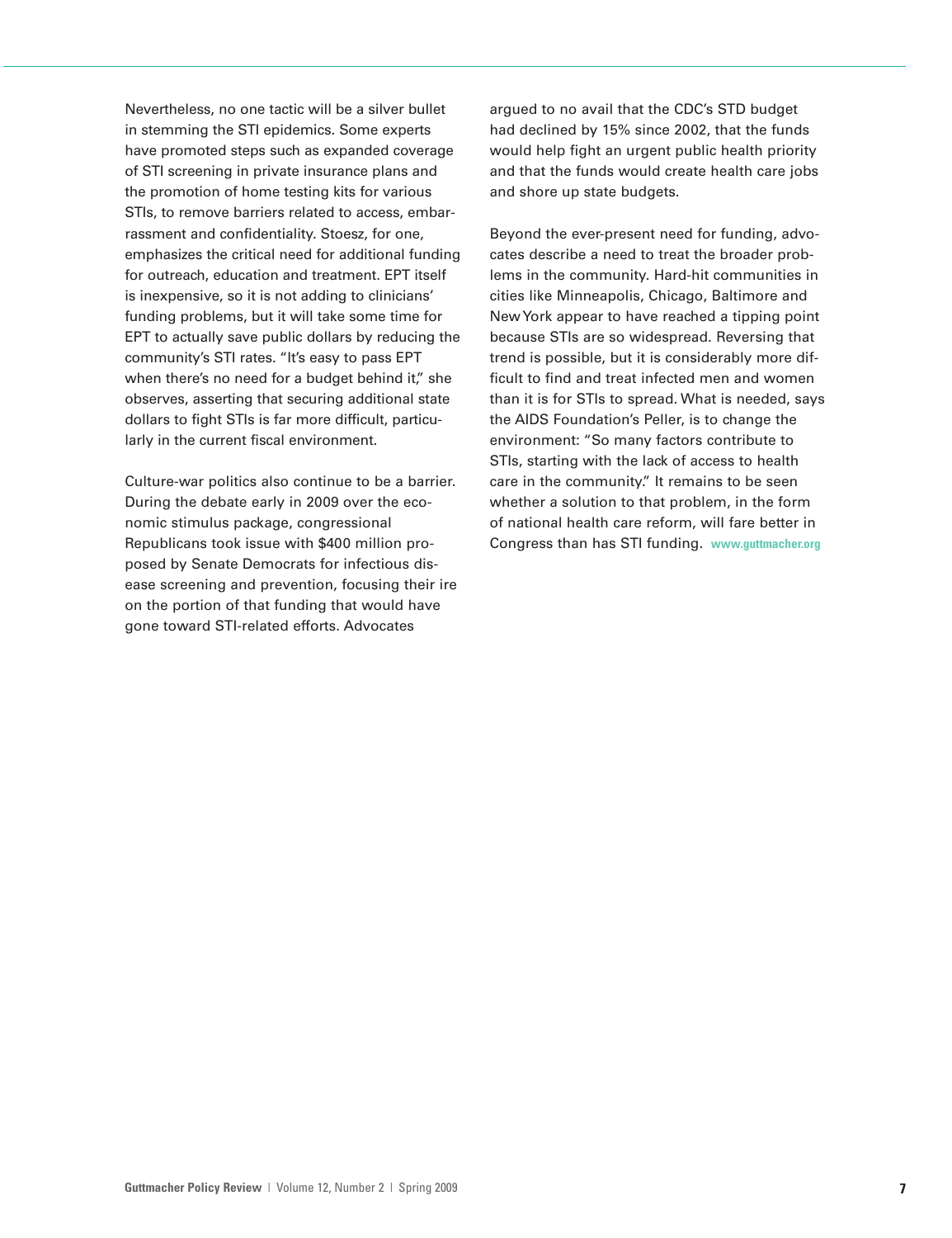Nevertheless, no one tactic will be a silver bullet in stemming the STI epidemics. Some experts have promoted steps such as expanded coverage of STI screening in private insurance plans and the promotion of home testing kits for various STIs, to remove barriers related to access, embarrassment and confidentiality. Stoesz, for one, emphasizes the critical need for additional funding for outreach, education and treatment. EPT itself is inexpensive, so it is not adding to clinicians' funding problems, but it will take some time for EPT to actually save public dollars by reducing the community's STI rates. "It's easy to pass EPT when there's no need for a budget behind it," she observes, asserting that securing additional state dollars to fight STIs is far more difficult, particularly in the current fiscal environment.

Culture-war politics also continue to be a barrier. During the debate early in 2009 over the economic stimulus package, congressional Republicans took issue with $400 million proposed by Senate Democrats for infectious disease screening and prevention, focusing their ire on the portion of that funding that would have gone toward STI-related efforts. Advocates argued to no avail that the CDC's STD budget had declined by 15% since 2002, that the funds would help fight an urgent public health priority and that the funds would create health care jobs and shore up state budgets.

Beyond the ever-present need for funding, advocates describe a need to treat the broader problems in the community. Hard-hit communities in cities like Minneapolis, Chicago, Baltimore and New York appear to have reached a tipping point because STIs are so widespread. Reversing that trend is possible, but it is considerably more difficult to find and treat infected men and women than it is for STIs to spread. What is needed, says the AIDS Foundation's Peller, is to change the environment: "So many factors contribute to STIs, starting with the lack of access to health care in the community." It remains to be seen whether a solution to that problem, in the form of national health care reform, will fare better in Congress than has STI funding. www.guttmacher.org